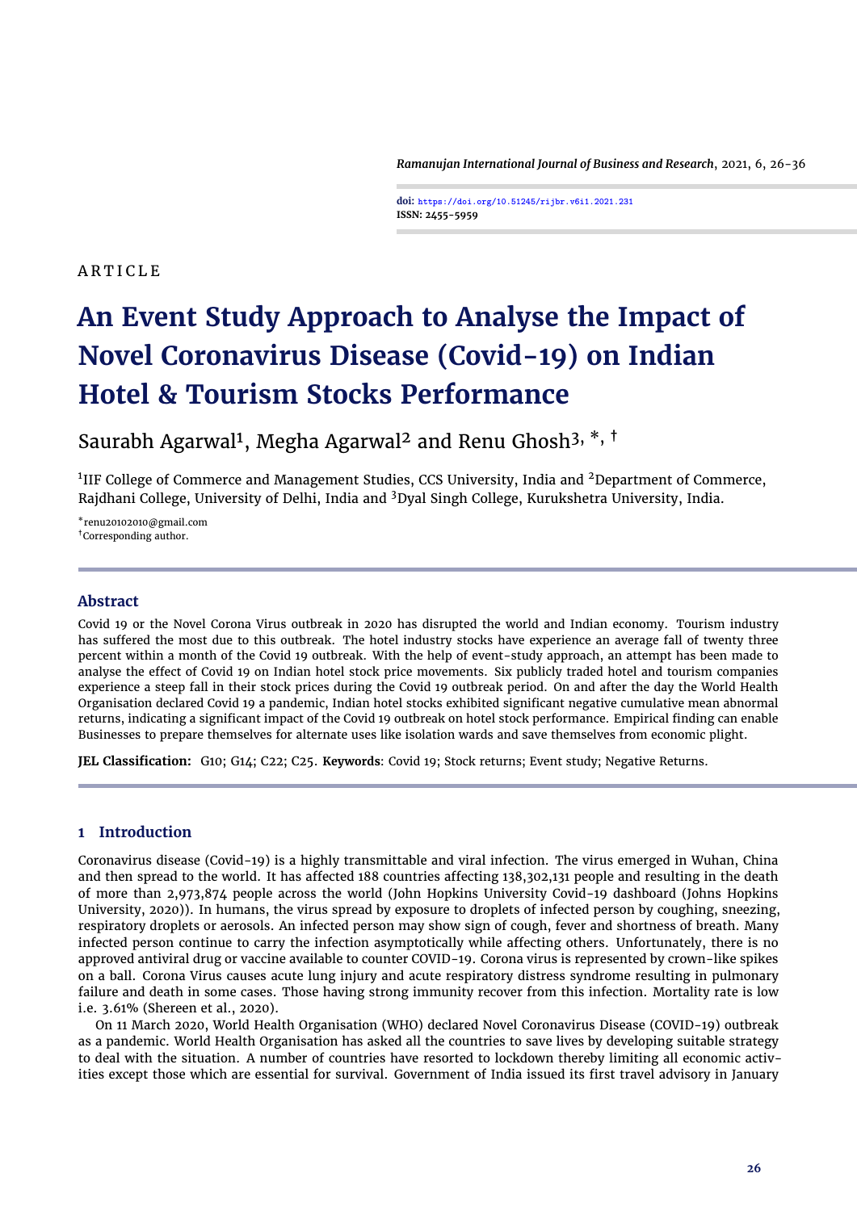ARTICLE

# An Event Study Approach to Analyse the Impact of Novel Coronavirus Disease (Covid-19) on Indian Hotel & Tourism Stocks Performance

Saurabh Agarwal[1], Megha Agarwal[2] and Renu Ghosh[3, *, †]

[1]IIF College of Commerce and Management Studies, CCS University, India and [2]Department of Commerce, Rajdhani College, University of Delhi, India and [3]Dyal Singh College, Kurukshetra University, India.

*renu20102010@gmail.com
†Corresponding author.

## Abstract

Covid 19 or the Novel Corona Virus outbreak in 2020 has disrupted the world and Indian economy. Tourism industry has suffered the most due to this outbreak. The hotel industry stocks have experience an average fall of twenty three percent within a month of the Covid 19 outbreak. With the help of event-study approach, an attempt has been made to analyse the effect of Covid 19 on Indian hotel stock price movements. Six publicly traded hotel and tourism companies experience a steep fall in their stock prices during the Covid 19 outbreak period. On and after the day the World Health Organisation declared Covid 19 a pandemic, Indian hotel stocks exhibited significant negative cumulative mean abnormal returns, indicating a significant impact of the Covid 19 outbreak on hotel stock performance. Empirical finding can enable Businesses to prepare themselves for alternate uses like isolation wards and save themselves from economic plight.

**JEL Classification:** G10; G14; C22; C25. **Keywords**: Covid 19; Stock returns; Event study; Negative Returns.

## 1 Introduction

Coronavirus disease (Covid-19) is a highly transmittable and viral infection. The virus emerged in Wuhan, China and then spread to the world. It has affected 188 countries affecting 138,302,131 people and resulting in the death of more than 2,973,874 people across the world (John Hopkins University Covid-19 dashboard (Johns Hopkins University, 2020)). In humans, the virus spread by exposure to droplets of infected person by coughing, sneezing, respiratory droplets or aerosols. An infected person may show sign of cough, fever and shortness of breath. Many infected person continue to carry the infection asymptotically while affecting others. Unfortunately, there is no approved antiviral drug or vaccine available to counter COVID-19. Corona virus is represented by crown-like spikes on a ball. Corona Virus causes acute lung injury and acute respiratory distress syndrome resulting in pulmonary failure and death in some cases. Those having strong immunity recover from this infection. Mortality rate is low i.e. 3.61% (Shereen et al., 2020).

On 11 March 2020, World Health Organisation (WHO) declared Novel Coronavirus Disease (COVID-19) outbreak as a pandemic. World Health Organisation has asked all the countries to save lives by developing suitable strategy to deal with the situation. A number of countries have resorted to lockdown thereby limiting all economic activities except those which are essential for survival. Government of India issued its first travel advisory in January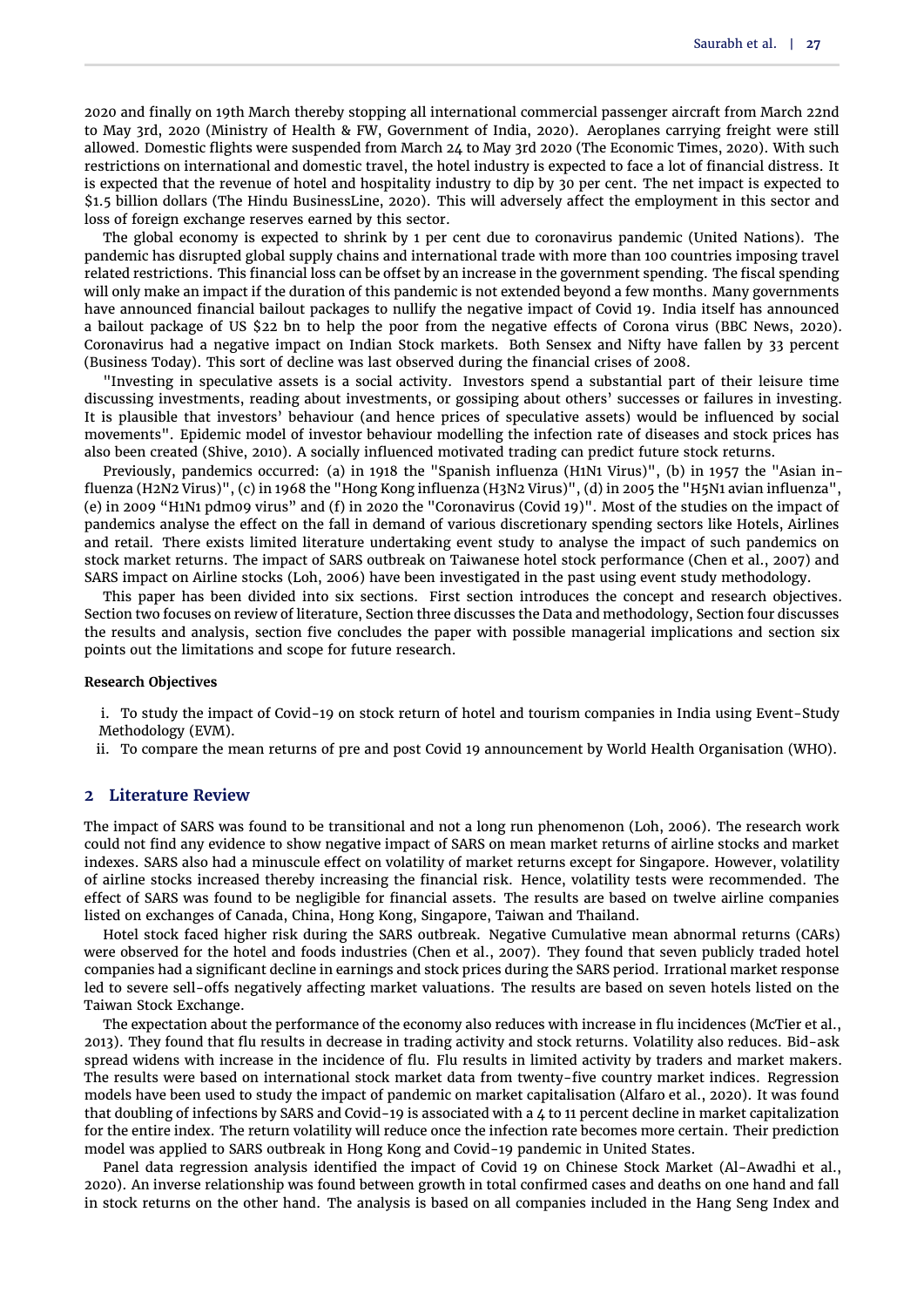2020 and finally on 19th March thereby stopping all international commercial passenger aircraft from March 22nd to May 3rd, 2020 (Ministry of Health & FW, Government of India, 2020). Aeroplanes carrying freight were still allowed. Domestic flights were suspended from March 24 to May 3rd 2020 (The Economic Times, 2020). With such restrictions on international and domestic travel, the hotel industry is expected to face a lot of financial distress. It is expected that the revenue of hotel and hospitality industry to dip by 30 per cent. The net impact is expected to $1.5 billion dollars (The Hindu BusinessLine, 2020). This will adversely affect the employment in this sector and loss of foreign exchange reserves earned by this sector.

The global economy is expected to shrink by 1 per cent due to coronavirus pandemic (United Nations). The pandemic has disrupted global supply chains and international trade with more than 100 countries imposing travel related restrictions. This financial loss can be offset by an increase in the government spending. The fiscal spending will only make an impact if the duration of this pandemic is not extended beyond a few months. Many governments have announced financial bailout packages to nullify the negative impact of Covid 19. India itself has announced a bailout package of US $22 bn to help the poor from the negative effects of Corona virus (BBC News, 2020). Coronavirus had a negative impact on Indian Stock markets. Both Sensex and Nifty have fallen by 33 percent (Business Today). This sort of decline was last observed during the financial crises of 2008.

"Investing in speculative assets is a social activity. Investors spend a substantial part of their leisure time discussing investments, reading about investments, or gossiping about others' successes or failures in investing. It is plausible that investors' behaviour (and hence prices of speculative assets) would be influenced by social movements". Epidemic model of investor behaviour modelling the infection rate of diseases and stock prices has also been created (Shive, 2010). A socially influenced motivated trading can predict future stock returns.

Previously, pandemics occurred: (a) in 1918 the "Spanish influenza (H1N1 Virus)", (b) in 1957 the "Asian influenza (H2N2 Virus)", (c) in 1968 the "Hong Kong influenza (H3N2 Virus)", (d) in 2005 the "H5N1 avian influenza", (e) in 2009 "H1N1 pdm09 virus" and (f) in 2020 the "Coronavirus (Covid 19)". Most of the studies on the impact of pandemics analyse the effect on the fall in demand of various discretionary spending sectors like Hotels, Airlines and retail. There exists limited literature undertaking event study to analyse the impact of such pandemics on stock market returns. The impact of SARS outbreak on Taiwanese hotel stock performance (Chen et al., 2007) and SARS impact on Airline stocks (Loh, 2006) have been investigated in the past using event study methodology.

This paper has been divided into six sections. First section introduces the concept and research objectives. Section two focuses on review of literature, Section three discusses the Data and methodology, Section four discusses the results and analysis, section five concludes the paper with possible managerial implications and section six points out the limitations and scope for future research.

**Research Objectives**

i. To study the impact of Covid-19 on stock return of hotel and tourism companies in India using Event-Study Methodology (EVM).

ii. To compare the mean returns of pre and post Covid 19 announcement by World Health Organisation (WHO).

## 2 Literature Review

The impact of SARS was found to be transitional and not a long run phenomenon (Loh, 2006). The research work could not find any evidence to show negative impact of SARS on mean market returns of airline stocks and market indexes. SARS also had a minuscule effect on volatility of market returns except for Singapore. However, volatility of airline stocks increased thereby increasing the financial risk. Hence, volatility tests were recommended. The effect of SARS was found to be negligible for financial assets. The results are based on twelve airline companies listed on exchanges of Canada, China, Hong Kong, Singapore, Taiwan and Thailand.

Hotel stock faced higher risk during the SARS outbreak. Negative Cumulative mean abnormal returns (CARs) were observed for the hotel and foods industries (Chen et al., 2007). They found that seven publicly traded hotel companies had a significant decline in earnings and stock prices during the SARS period. Irrational market response led to severe sell-offs negatively affecting market valuations. The results are based on seven hotels listed on the Taiwan Stock Exchange.

The expectation about the performance of the economy also reduces with increase in flu incidences (McTier et al., 2013). They found that flu results in decrease in trading activity and stock returns. Volatility also reduces. Bid-ask spread widens with increase in the incidence of flu. Flu results in limited activity by traders and market makers. The results were based on international stock market data from twenty-five country market indices. Regression models have been used to study the impact of pandemic on market capitalisation (Alfaro et al., 2020). It was found that doubling of infections by SARS and Covid-19 is associated with a 4 to 11 percent decline in market capitalization for the entire index. The return volatility will reduce once the infection rate becomes more certain. Their prediction model was applied to SARS outbreak in Hong Kong and Covid-19 pandemic in United States.

Panel data regression analysis identified the impact of Covid 19 on Chinese Stock Market (Al-Awadhi et al., 2020). An inverse relationship was found between growth in total confirmed cases and deaths on one hand and fall in stock returns on the other hand. The analysis is based on all companies included in the Hang Seng Index and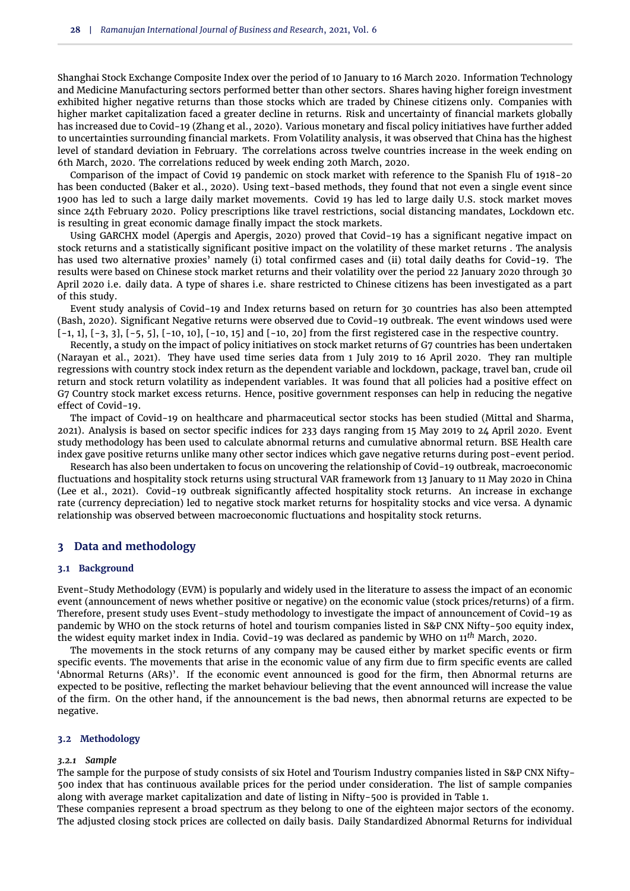Shanghai Stock Exchange Composite Index over the period of 10 January to 16 March 2020. Information Technology and Medicine Manufacturing sectors performed better than other sectors. Shares having higher foreign investment exhibited higher negative returns than those stocks which are traded by Chinese citizens only. Companies with higher market capitalization faced a greater decline in returns. Risk and uncertainty of financial markets globally has increased due to Covid-19 (Zhang et al., 2020). Various monetary and fiscal policy initiatives have further added to uncertainties surrounding financial markets. From Volatility analysis, it was observed that China has the highest level of standard deviation in February. The correlations across twelve countries increase in the week ending on 6th March, 2020. The correlations reduced by week ending 20th March, 2020.

Comparison of the impact of Covid 19 pandemic on stock market with reference to the Spanish Flu of 1918-20 has been conducted (Baker et al., 2020). Using text-based methods, they found that not even a single event since 1900 has led to such a large daily market movements. Covid 19 has led to large daily U.S. stock market moves since 24th February 2020. Policy prescriptions like travel restrictions, social distancing mandates, Lockdown etc. is resulting in great economic damage finally impact the stock markets.

Using GARCHX model (Apergis and Apergis, 2020) proved that Covid-19 has a significant negative impact on stock returns and a statistically significant positive impact on the volatility of these market returns . The analysis has used two alternative proxies' namely (i) total confirmed cases and (ii) total daily deaths for Covid-19. The results were based on Chinese stock market returns and their volatility over the period 22 January 2020 through 30 April 2020 i.e. daily data. A type of shares i.e. share restricted to Chinese citizens has been investigated as a part of this study.

Event study analysis of Covid-19 and Index returns based on return for 30 countries has also been attempted (Bash, 2020). Significant Negative returns were observed due to Covid-19 outbreak. The event windows used were [-1, 1], [-3, 3], [-5, 5], [-10, 10], [-10, 15] and [-10, 20] from the first registered case in the respective country.

Recently, a study on the impact of policy initiatives on stock market returns of G7 countries has been undertaken (Narayan et al., 2021). They have used time series data from 1 July 2019 to 16 April 2020. They ran multiple regressions with country stock index return as the dependent variable and lockdown, package, travel ban, crude oil return and stock return volatility as independent variables. It was found that all policies had a positive effect on G7 Country stock market excess returns. Hence, positive government responses can help in reducing the negative effect of Covid-19.

The impact of Covid-19 on healthcare and pharmaceutical sector stocks has been studied (Mittal and Sharma, 2021). Analysis is based on sector specific indices for 233 days ranging from 15 May 2019 to 24 April 2020. Event study methodology has been used to calculate abnormal returns and cumulative abnormal return. BSE Health care index gave positive returns unlike many other sector indices which gave negative returns during post-event period.

Research has also been undertaken to focus on uncovering the relationship of Covid-19 outbreak, macroeconomic fluctuations and hospitality stock returns using structural VAR framework from 13 January to 11 May 2020 in China (Lee et al., 2021). Covid-19 outbreak significantly affected hospitality stock returns. An increase in exchange rate (currency depreciation) led to negative stock market returns for hospitality stocks and vice versa. A dynamic relationship was observed between macroeconomic fluctuations and hospitality stock returns.

## 3 Data and methodology

### 3.1 Background

Event-Study Methodology (EVM) is popularly and widely used in the literature to assess the impact of an economic event (announcement of news whether positive or negative) on the economic value (stock prices/returns) of a firm. Therefore, present study uses Event-study methodology to investigate the impact of announcement of Covid-19 as pandemic by WHO on the stock returns of hotel and tourism companies listed in S&P CNX Nifty-500 equity index, the widest equity market index in India. Covid-19 was declared as pandemic by WHO on $11^{th}$ March, 2020.

The movements in the stock returns of any company may be caused either by market specific events or firm specific events. The movements that arise in the economic value of any firm due to firm specific events are called 'Abnormal Returns (ARs)'. If the economic event announced is good for the firm, then Abnormal returns are expected to be positive, reflecting the market behaviour believing that the event announced will increase the value of the firm. On the other hand, if the announcement is the bad news, then abnormal returns are expected to be negative.

### 3.2 Methodology

#### *3.2.1 Sample*

The sample for the purpose of study consists of six Hotel and Tourism Industry companies listed in S&P CNX Nifty-500 index that has continuous available prices for the period under consideration. The list of sample companies along with average market capitalization and date of listing in Nifty-500 is provided in Table 1.

These companies represent a broad spectrum as they belong to one of the eighteen major sectors of the economy. The adjusted closing stock prices are collected on daily basis. Daily Standardized Abnormal Returns for individual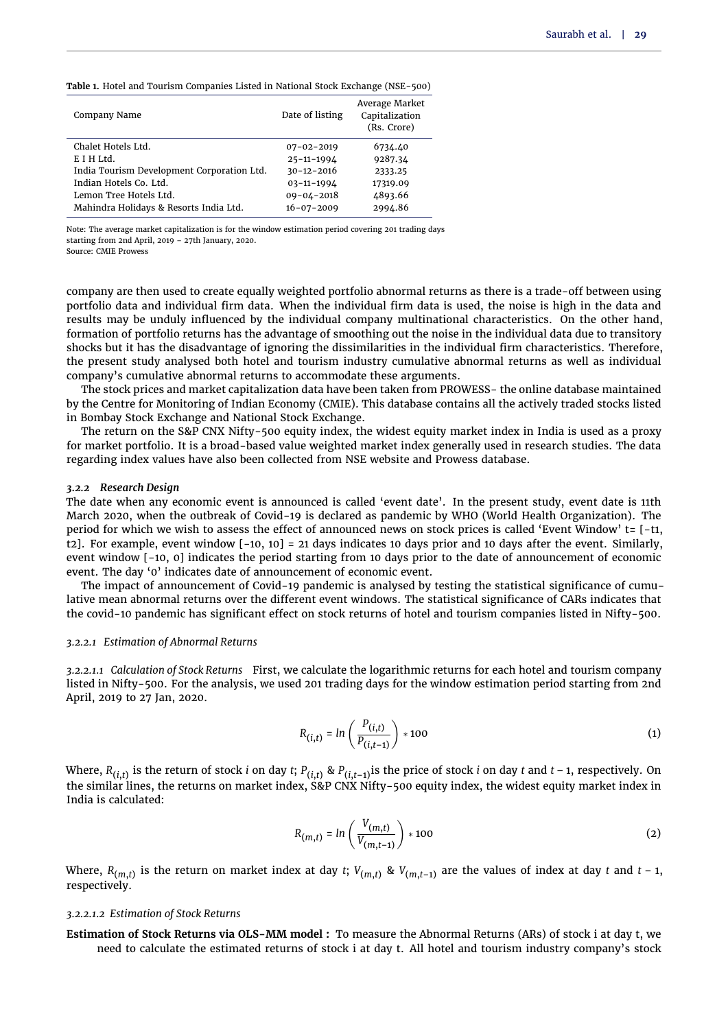**Table 1.** Hotel and Tourism Companies Listed in National Stock Exchange (NSE-500)

| Company Name | Date of listing | Average Market Capitalization (Rs. Crore) |
|---|---|---|
| Chalet Hotels Ltd. | 07-02-2019 | 6734.40 |
| E I H Ltd. | 25-11-1994 | 9287.34 |
| India Tourism Development Corporation Ltd. | 30-12-2016 | 2333.25 |
| Indian Hotels Co. Ltd. | 03-11-1994 | 17319.09 |
| Lemon Tree Hotels Ltd. | 09-04-2018 | 4893.66 |
| Mahindra Holidays & Resorts India Ltd. | 16-07-2009 | 2994.86 |

Note: The average market capitalization is for the window estimation period covering 201 trading days starting from 2nd April, 2019 – 27th January, 2020.
Source: CMIE Prowess

company are then used to create equally weighted portfolio abnormal returns as there is a trade-off between using portfolio data and individual firm data. When the individual firm data is used, the noise is high in the data and results may be unduly influenced by the individual company multinational characteristics. On the other hand, formation of portfolio returns has the advantage of smoothing out the noise in the individual data due to transitory shocks but it has the disadvantage of ignoring the dissimilarities in the individual firm characteristics. Therefore, the present study analysed both hotel and tourism industry cumulative abnormal returns as well as individual company's cumulative abnormal returns to accommodate these arguments.

The stock prices and market capitalization data have been taken from PROWESS- the online database maintained by the Centre for Monitoring of Indian Economy (CMIE). This database contains all the actively traded stocks listed in Bombay Stock Exchange and National Stock Exchange.

The return on the S&P CNX Nifty-500 equity index, the widest equity market index in India is used as a proxy for market portfolio. It is a broad-based value weighted market index generally used in research studies. The data regarding index values have also been collected from NSE website and Prowess database.

### *3.2.2 Research Design*

The date when any economic event is announced is called 'event date'. In the present study, event date is 11th March 2020, when the outbreak of Covid-19 is declared as pandemic by WHO (World Health Organization). The period for which we wish to assess the effect of announced news on stock prices is called 'Event Window' t= [-t1, t2]. For example, event window [-10, 10] = 21 days indicates 10 days prior and 10 days after the event. Similarly, event window [-10, 0] indicates the period starting from 10 days prior to the date of announcement of economic event. The day '0' indicates date of announcement of economic event.

The impact of announcement of Covid-19 pandemic is analysed by testing the statistical significance of cumulative mean abnormal returns over the different event windows. The statistical significance of CARs indicates that the covid-10 pandemic has significant effect on stock returns of hotel and tourism companies listed in Nifty-500.

#### *3.2.2.1 Estimation of Abnormal Returns*

*3.2.2.1.1 Calculation of Stock Returns* First, we calculate the logarithmic returns for each hotel and tourism company listed in Nifty-500. For the analysis, we used 201 trading days for the window estimation period starting from 2nd April, 2019 to 27 Jan, 2020.

$$R_{(i,t)} = ln\left(\frac{P_{(i,t)}}{P_{(i,t-1)}}\right) * 100 \tag{1}$$

Where, $R_{(i,t)}$ is the return of stock *i* on day *t*; $P_{(i,t)}$ & $P_{(i,t-1)}$is the price of stock *i* on day *t* and $t-1$, respectively. On the similar lines, the returns on market index, S&P CNX Nifty-500 equity index, the widest equity market index in India is calculated:

$$R_{(m,t)} = ln\left(\frac{V_{(m,t)}}{V_{(m,t-1)}}\right) * 100 \tag{2}$$

Where, $R_{(m,t)}$ is the return on market index at day *t*; $V_{(m,t)}$ & $V_{(m,t-1)}$ are the values of index at day *t* and $t-1$, respectively.

*3.2.2.1.2 Estimation of Stock Returns*

**Estimation of Stock Returns via OLS-MM model :** To measure the Abnormal Returns (ARs) of stock i at day t, we need to calculate the estimated returns of stock i at day t. All hotel and tourism industry company's stock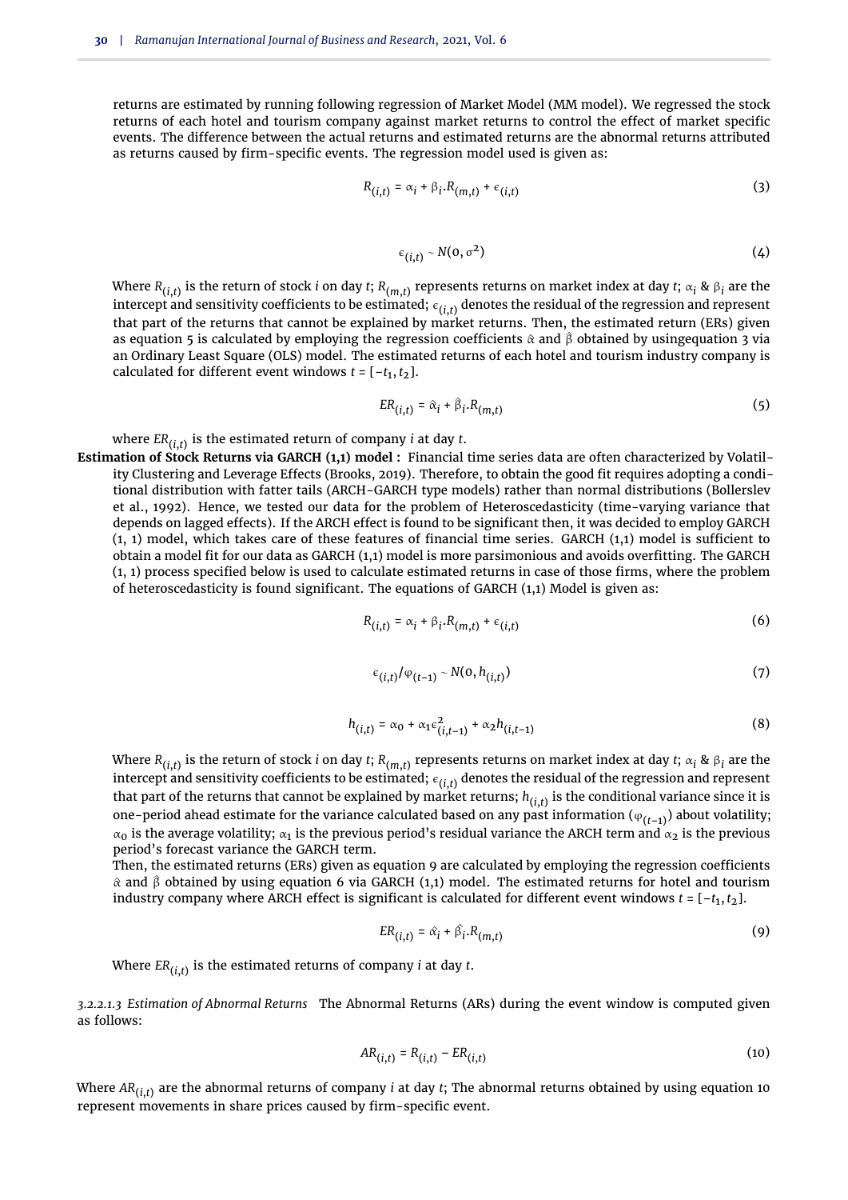returns are estimated by running following regression of Market Model (MM model). We regressed the stock returns of each hotel and tourism company against market returns to control the effect of market specific events. The difference between the actual returns and estimated returns are the abnormal returns attributed as returns caused by firm-specific events. The regression model used is given as:

$$R_{(i,t)} = \alpha_i + \beta_i . R_{(m,t)} + \epsilon_{(i,t)} \tag{3}$$

$$\epsilon_{(i,t)} \sim N(0, \sigma^2) \tag{4}$$

Where $R_{(i,t)}$ is the return of stock $i$ on day $t$; $R_{(m,t)}$ represents returns on market index at day $t$; $\alpha_i$ & $\beta_i$ are the intercept and sensitivity coefficients to be estimated; $\epsilon_{(i,t)}$ denotes the residual of the regression and represent that part of the returns that cannot be explained by market returns. Then, the estimated return (ERs) given as equation 5 is calculated by employing the regression coefficients $\hat{\alpha}$ and $\hat{\beta}$ obtained by usingequation 3 via an Ordinary Least Square (OLS) model. The estimated returns of each hotel and tourism industry company is calculated for different event windows $t = [-t_1, t_2]$.

$$ER_{(i,t)} = \hat{\alpha}_i + \hat{\beta}_i . R_{(m,t)} \tag{5}$$

where $ER_{(i,t)}$ is the estimated return of company $i$ at day $t$.

**Estimation of Stock Returns via GARCH (1,1) model :** Financial time series data are often characterized by Volatility Clustering and Leverage Effects (Brooks, 2019). Therefore, to obtain the good fit requires adopting a conditional distribution with fatter tails (ARCH-GARCH type models) rather than normal distributions (Bollerslev et al., 1992). Hence, we tested our data for the problem of Heteroscedasticity (time-varying variance that depends on lagged effects). If the ARCH effect is found to be significant then, it was decided to employ GARCH (1, 1) model, which takes care of these features of financial time series. GARCH (1,1) model is sufficient to obtain a model fit for our data as GARCH (1,1) model is more parsimonious and avoids overfitting. The GARCH (1, 1) process specified below is used to calculate estimated returns in case of those firms, where the problem of heteroscedasticity is found significant. The equations of GARCH (1,1) Model is given as:

$$R_{(i,t)} = \alpha_i + \beta_i . R_{(m,t)} + \epsilon_{(i,t)} \tag{6}$$

$$\epsilon_{(i,t)} / \varphi_{(t-1)} \sim N(0, h_{(i,t)}) \tag{7}$$

$$h_{(i,t)} = \alpha_0 + \alpha_1 \epsilon^2_{(i,t-1)} + \alpha_2 h_{(i,t-1)} \tag{8}$$

Where $R_{(i,t)}$ is the return of stock $i$ on day $t$; $R_{(m,t)}$ represents returns on market index at day $t$; $\alpha_i$ & $\beta_i$ are the intercept and sensitivity coefficients to be estimated; $\epsilon_{(i,t)}$ denotes the residual of the regression and represent that part of the returns that cannot be explained by market returns; $h_{(i,t)}$ is the conditional variance since it is one-period ahead estimate for the variance calculated based on any past information ($\varphi_{(t-1)}$) about volatility; $\alpha_0$ is the average volatility; $\alpha_1$ is the previous period's residual variance the ARCH term and $\alpha_2$ is the previous period's forecast variance the GARCH term.

Then, the estimated returns (ERs) given as equation 9 are calculated by employing the regression coefficients $\hat{\alpha}$ and $\hat{\beta}$ obtained by using equation 6 via GARCH (1,1) model. The estimated returns for hotel and tourism industry company where ARCH effect is significant is calculated for different event windows $t = [-t_1, t_2]$.

$$ER_{(i,t)} = \hat{\alpha}_i + \hat{\beta}_i . R_{(m,t)} \tag{9}$$

Where $ER_{(i,t)}$ is the estimated returns of company $i$ at day $t$.

*3.2.2.1.3 Estimation of Abnormal Returns* The Abnormal Returns (ARs) during the event window is computed given as follows:

$$AR_{(i,t)} = R_{(i,t)} - ER_{(i,t)} \tag{10}$$

Where $AR_{(i,t)}$ are the abnormal returns of company $i$ at day $t$; The abnormal returns obtained by using equation 10 represent movements in share prices caused by firm-specific event.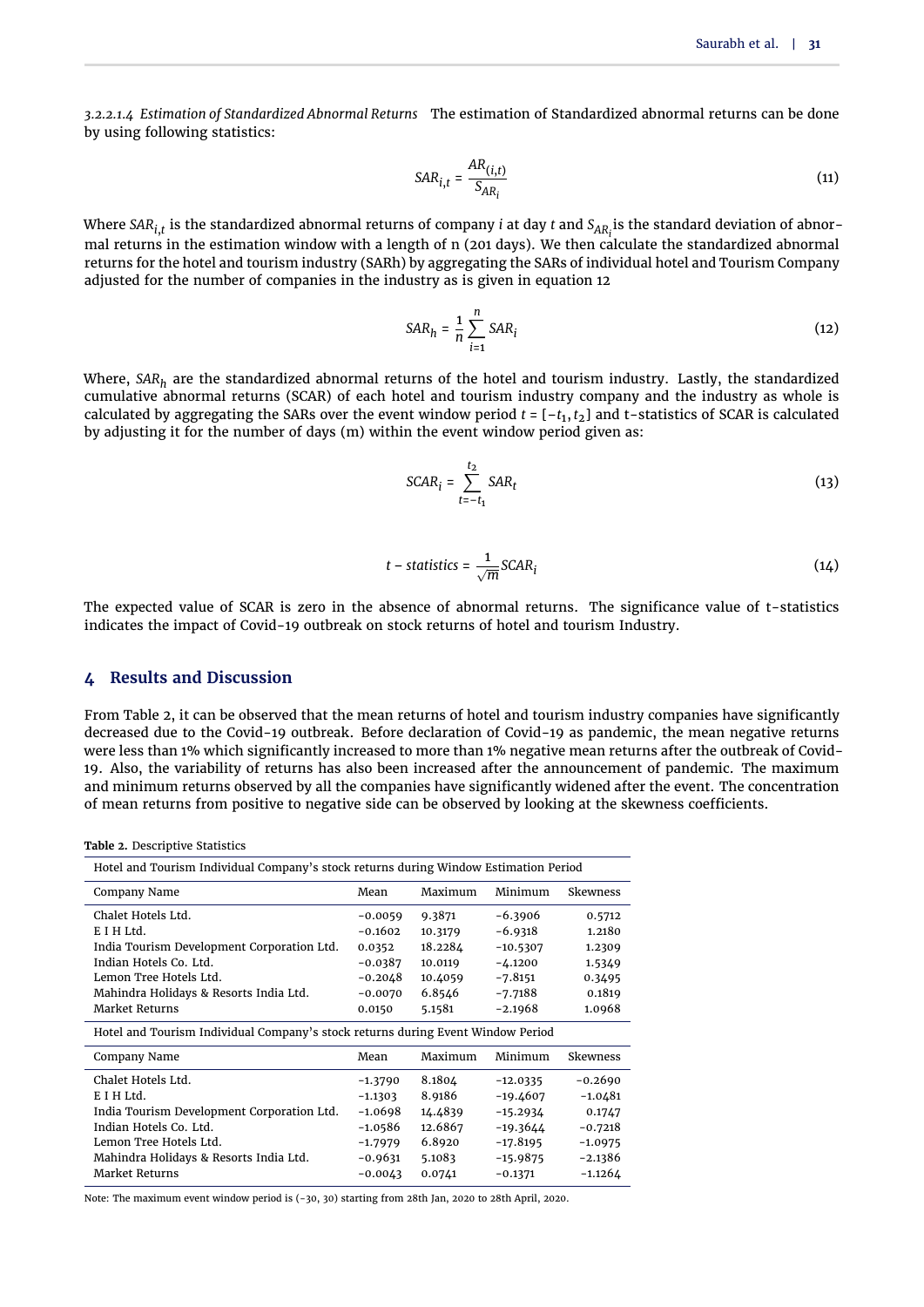*3.2.2.1.4 Estimation of Standardized Abnormal Returns* The estimation of Standardized abnormal returns can be done by using following statistics:

$$SAR_{i,t} = \frac{AR_{(i,t)}}{S_{AR_i}} \tag{11}$$

Where $SAR_{i,t}$ is the standardized abnormal returns of company $i$ at day $t$ and $S_{AR_i}$ is the standard deviation of abnormal returns in the estimation window with a length of n (201 days). We then calculate the standardized abnormal returns for the hotel and tourism industry (SARh) by aggregating the SARs of individual hotel and Tourism Company adjusted for the number of companies in the industry as is given in equation 12

$$SAR_h = \frac{1}{n}\sum_{i=1}^{n} SAR_i \tag{12}$$

Where, $SAR_h$ are the standardized abnormal returns of the hotel and tourism industry. Lastly, the standardized cumulative abnormal returns (SCAR) of each hotel and tourism industry company and the industry as whole is calculated by aggregating the SARs over the event window period $t = [-t_1, t_2]$ and t-statistics of SCAR is calculated by adjusting it for the number of days (m) within the event window period given as:

$$SCAR_i = \sum_{t=-t_1}^{t_2} SAR_t \tag{13}$$

$$t - statistics = \frac{1}{\sqrt{m}} SCAR_i \tag{14}$$

The expected value of SCAR is zero in the absence of abnormal returns. The significance value of t-statistics indicates the impact of Covid-19 outbreak on stock returns of hotel and tourism Industry.

## 4 Results and Discussion

From Table 2, it can be observed that the mean returns of hotel and tourism industry companies have significantly decreased due to the Covid-19 outbreak. Before declaration of Covid-19 as pandemic, the mean negative returns were less than 1% which significantly increased to more than 1% negative mean returns after the outbreak of Covid-19. Also, the variability of returns has also been increased after the announcement of pandemic. The maximum and minimum returns observed by all the companies have significantly widened after the event. The concentration of mean returns from positive to negative side can be observed by looking at the skewness coefficients.

**Table 2.** Descriptive Statistics

| Hotel and Tourism Individual Company's stock returns during Window Estimation Period | | | | |
|---|---|---|---|---|
| Company Name | Mean | Maximum | Minimum | Skewness |
| Chalet Hotels Ltd. | −0.0059 | 9.3871 | −6.3906 | 0.5712 |
| E I H Ltd. | −0.1602 | 10.3179 | −6.9318 | 1.2180 |
| India Tourism Development Corporation Ltd. | 0.0352 | 18.2284 | −10.5307 | 1.2309 |
| Indian Hotels Co. Ltd. | −0.0387 | 10.0119 | −4.1200 | 1.5349 |
| Lemon Tree Hotels Ltd. | −0.2048 | 10.4059 | −7.8151 | 0.3495 |
| Mahindra Holidays & Resorts India Ltd. | −0.0070 | 6.8546 | −7.7188 | 0.1819 |
| Market Returns | 0.0150 | 5.1581 | −2.1968 | 1.0968 |
| **Hotel and Tourism Individual Company's stock returns during Event Window Period** | | | | |
| Company Name | Mean | Maximum | Minimum | Skewness |
| Chalet Hotels Ltd. | −1.3790 | 8.1804 | −12.0335 | −0.2690 |
| E I H Ltd. | −1.1303 | 8.9186 | −19.4607 | −1.0481 |
| India Tourism Development Corporation Ltd. | −1.0698 | 14.4839 | −15.2934 | 0.1747 |
| Indian Hotels Co. Ltd. | −1.0586 | 12.6867 | −19.3644 | −0.7218 |
| Lemon Tree Hotels Ltd. | −1.7979 | 6.8920 | −17.8195 | −1.0975 |
| Mahindra Holidays & Resorts India Ltd. | −0.9631 | 5.1083 | −15.9875 | −2.1386 |
| Market Returns | −0.0043 | 0.0741 | −0.1371 | −1.1264 |

Note: The maximum event window period is (-30, 30) starting from 28th Jan, 2020 to 28th April, 2020.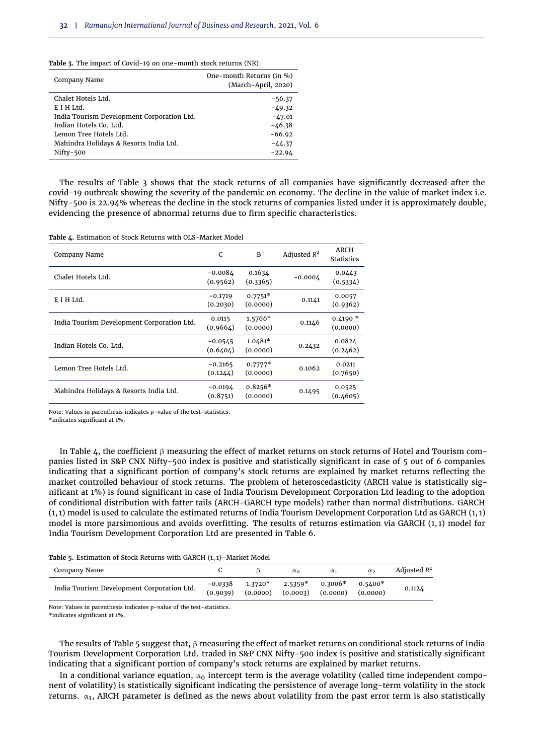**Table 3.** The impact of Covid-19 on one-month stock returns (NR)

| Company Name | One-month Returns (in %) (March-April, 2020) |
|---|---|
| Chalet Hotels Ltd. | -56.37 |
| E I H Ltd. | -49.32 |
| India Tourism Development Corporation Ltd. | -47.01 |
| Indian Hotels Co. Ltd. | -46.38 |
| Lemon Tree Hotels Ltd. | -66.92 |
| Mahindra Holidays & Resorts India Ltd. | -44.37 |
| Nifty-500 | -22.94 |

The results of Table 3 shows that the stock returns of all companies have significantly decreased after the covid-19 outbreak showing the severity of the pandemic on economy. The decline in the value of market index i.e. Nifty-500 is 22.94% whereas the decline in the stock returns of companies listed under it is approximately double, evidencing the presence of abnormal returns due to firm specific characteristics.

**Table 4.** Estimation of Stock Returns with OLS-Market Model

| Company Name | C | B | Adjusted $R^2$ | ARCH Statistics |
|---|---|---|---|---|
| Chalet Hotels Ltd. | -0.0084 (0.9562) | 0.1634 (0.3365) | -0.0004 | 0.0443 (0.5334) |
| E I H Ltd. | -0.1719 (0.2030) | 0.7751* (0.0000) | 0.1141 | 0.0057 (0.9362) |
| India Tourism Development Corporation Ltd. | 0.0115 (0.9664) | 1.5766* (0.0000) | 0.1146 | 0.4190 * (0.0000) |
| Indian Hotels Co. Ltd. | -0.0545 (0.6404) | 1.0481* (0.0000) | 0.2432 | 0.0824 (0.2462) |
| Lemon Tree Hotels Ltd. | -0.2165 (0.1244) | 0.7777* (0.0000) | 0.1062 | 0.0211 (0.7650) |
| Mahindra Holidays & Resorts India Ltd. | -0.0194 (0.8751) | 0.8256* (0.0000) | 0.1495 | 0.0525 (0.4605) |

Note: Values in parenthesis indicates p-value of the test-statistics.
*indicates significant at 1%.

In Table 4, the coefficient β measuring the effect of market returns on stock returns of Hotel and Tourism companies listed in S&P CNX Nifty-500 index is positive and statistically significant in case of 5 out of 6 companies indicating that a significant portion of company's stock returns are explained by market returns reflecting the market controlled behaviour of stock returns. The problem of heteroscedasticity (ARCH value is statistically significant at 1%) is found significant in case of India Tourism Development Corporation Ltd leading to the adoption of conditional distribution with fatter tails (ARCH-GARCH type models) rather than normal distributions. GARCH (1, 1) model is used to calculate the estimated returns of India Tourism Development Corporation Ltd as GARCH (1, 1) model is more parsimonious and avoids overfitting. The results of returns estimation via GARCH (1, 1) model for India Tourism Development Corporation Ltd are presented in Table 6.

**Table 5.** Estimation of Stock Returns with GARCH (1, 1)-Market Model

| Company Name | C | β | $\alpha_0$ | $\alpha_1$ | $\alpha_2$ | Adjusted $R^2$ |
|---|---|---|---|---|---|---|
| India Tourism Development Corporation Ltd. | -0.0338 (0.9039) | 1.3720* (0.0000) | 2.5359* (0.0003) | 0.3006* (0.0000) | 0.5400* (0.0000) | 0.1124 |

Note: Values in parenthesis indicates p-value of the test-statistics.
*indicates significant at 1%.

The results of Table 5 suggest that, β measuring the effect of market returns on conditional stock returns of India Tourism Development Corporation Ltd. traded in S&P CNX Nifty-500 index is positive and statistically significant indicating that a significant portion of company's stock returns are explained by market returns.

In a conditional variance equation, $\alpha_0$ intercept term is the average volatility (called time independent component of volatility) is statistically significant indicating the persistence of average long-term volatility in the stock returns. $\alpha_1$, ARCH parameter is defined as the news about volatility from the past error term is also statistically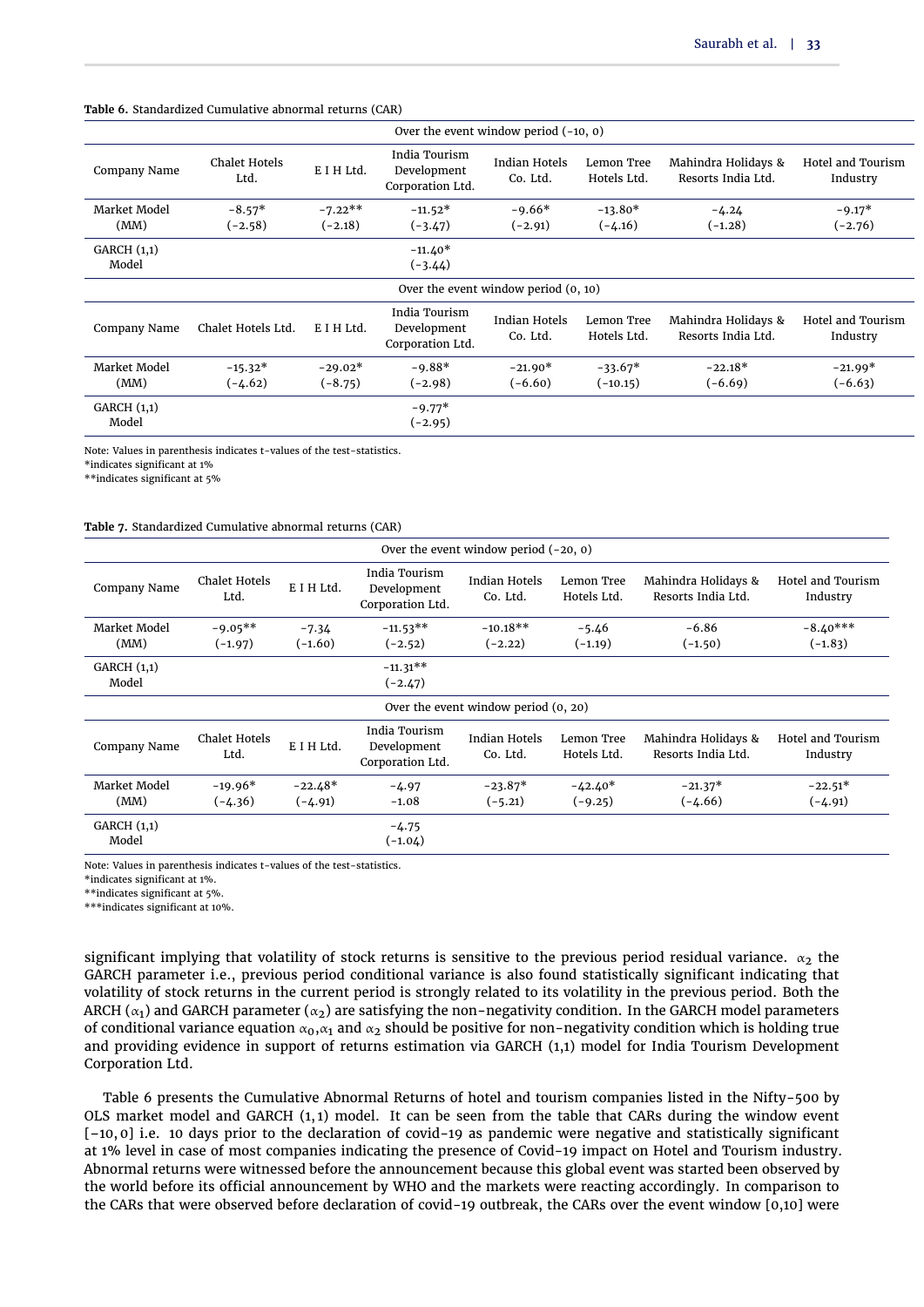**Table 6.** Standardized Cumulative abnormal returns (CAR)

| Over the event window period (-10, 0) | | | | | | | |
|---|---|---|---|---|---|---|---|
| Company Name | Chalet Hotels Ltd. | E I H Ltd. | India Tourism Development Corporation Ltd. | Indian Hotels Co. Ltd. | Lemon Tree Hotels Ltd. | Mahindra Holidays & Resorts India Ltd. | Hotel and Tourism Industry |
| Market Model (MM) | -8.57* (-2.58) | -7.22** (-2.18) | -11.52* (-3.47) | -9.66* (-2.91) | -13.80* (-4.16) | -4.24 (-1.28) | -9.17* (-2.76) |
| GARCH (1,1) Model | | | -11.40* (-3.44) | | | | |
| **Over the event window period (0, 10)** | | | | | | | |
| Company Name | Chalet Hotels Ltd. | E I H Ltd. | India Tourism Development Corporation Ltd. | Indian Hotels Co. Ltd. | Lemon Tree Hotels Ltd. | Mahindra Holidays & Resorts India Ltd. | Hotel and Tourism Industry |
| Market Model (MM) | -15.32* (-4.62) | -29.02* (-8.75) | -9.88* (-2.98) | -21.90* (-6.60) | -33.67* (-10.15) | -22.18* (-6.69) | -21.99* (-6.63) |
| GARCH (1,1) Model | | | -9.77* (-2.95) | | | | |

Note: Values in parenthesis indicates t-values of the test-statistics.
*indicates significant at 1%
**indicates significant at 5%

**Table 7.** Standardized Cumulative abnormal returns (CAR)

| Over the event window period (-20, 0) | | | | | | | |
|---|---|---|---|---|---|---|---|
| Company Name | Chalet Hotels Ltd. | E I H Ltd. | India Tourism Development Corporation Ltd. | Indian Hotels Co. Ltd. | Lemon Tree Hotels Ltd. | Mahindra Holidays & Resorts India Ltd. | Hotel and Tourism Industry |
| Market Model (MM) | -9.05** (-1.97) | -7.34 (-1.60) | -11.53** (-2.52) | -10.18** (-2.22) | -5.46 (-1.19) | -6.86 (-1.50) | -8.40*** (-1.83) |
| GARCH (1,1) Model | | | -11.31** (-2.47) | | | | |
| **Over the event window period (0, 20)** | | | | | | | |
| Company Name | Chalet Hotels Ltd. | E I H Ltd. | India Tourism Development Corporation Ltd. | Indian Hotels Co. Ltd. | Lemon Tree Hotels Ltd. | Mahindra Holidays & Resorts India Ltd. | Hotel and Tourism Industry |
| Market Model (MM) | -19.96* (-4.36) | -22.48* (-4.91) | -4.97 -1.08 | -23.87* (-5.21) | -42.40* (-9.25) | -21.37* (-4.66) | -22.51* (-4.91) |
| GARCH (1,1) Model | | | -4.75 (-1.04) | | | | |

Note: Values in parenthesis indicates t-values of the test-statistics.
*indicates significant at 1%.
**indicates significant at 5%.
***indicates significant at 10%.

significant implying that volatility of stock returns is sensitive to the previous period residual variance. $\alpha_2$ the GARCH parameter i.e., previous period conditional variance is also found statistically significant indicating that volatility of stock returns in the current period is strongly related to its volatility in the previous period. Both the ARCH ($\alpha_1$) and GARCH parameter ($\alpha_2$) are satisfying the non-negativity condition. In the GARCH model parameters of conditional variance equation $\alpha_0$,$\alpha_1$ and $\alpha_2$ should be positive for non-negativity condition which is holding true and providing evidence in support of returns estimation via GARCH (1,1) model for India Tourism Development Corporation Ltd.

Table 6 presents the Cumulative Abnormal Returns of hotel and tourism companies listed in the Nifty-500 by OLS market model and GARCH (1,1) model. It can be seen from the table that CARs during the window event $[-10, 0]$ i.e. 10 days prior to the declaration of covid-19 as pandemic were negative and statistically significant at 1% level in case of most companies indicating the presence of Covid-19 impact on Hotel and Tourism industry. Abnormal returns were witnessed before the announcement because this global event was started been observed by the world before its official announcement by WHO and the markets were reacting accordingly. In comparison to the CARs that were observed before declaration of covid-19 outbreak, the CARs over the event window [0,10] were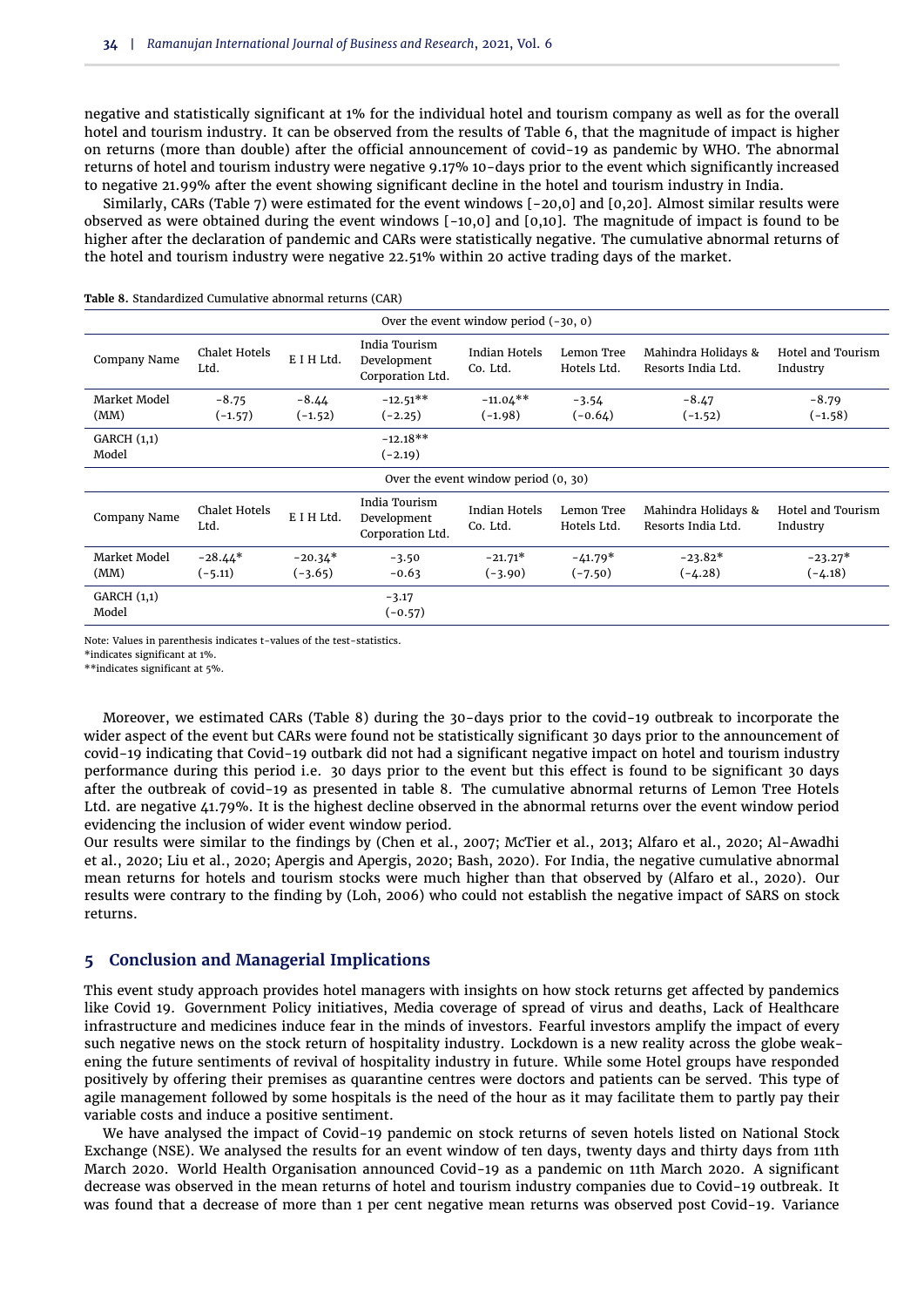negative and statistically significant at 1% for the individual hotel and tourism company as well as for the overall hotel and tourism industry. It can be observed from the results of Table 6, that the magnitude of impact is higher on returns (more than double) after the official announcement of covid-19 as pandemic by WHO. The abnormal returns of hotel and tourism industry were negative 9.17% 10-days prior to the event which significantly increased to negative 21.99% after the event showing significant decline in the hotel and tourism industry in India.

Similarly, CARs (Table 7) were estimated for the event windows [-20,0] and [0,20]. Almost similar results were observed as were obtained during the event windows [-10,0] and [0,10]. The magnitude of impact is found to be higher after the declaration of pandemic and CARs were statistically negative. The cumulative abnormal returns of the hotel and tourism industry were negative 22.51% within 20 active trading days of the market.

**Table 8.** Standardized Cumulative abnormal returns (CAR)

| Over the event window period (-30, 0) | | | | | | | |
|---|---|---|---|---|---|---|---|
| Company Name | Chalet Hotels Ltd. | E I H Ltd. | India Tourism Development Corporation Ltd. | Indian Hotels Co. Ltd. | Lemon Tree Hotels Ltd. | Mahindra Holidays & Resorts India Ltd. | Hotel and Tourism Industry |
| Market Model (MM) | -8.75 (-1.57) | -8.44 (-1.52) | -12.51** (-2.25) | -11.04** (-1.98) | -3.54 (-0.64) | -8.47 (-1.52) | -8.79 (-1.58) |
| GARCH (1,1) Model | | | -12.18** (-2.19) | | | | |
| **Over the event window period (0, 30)** | | | | | | | |
| Company Name | Chalet Hotels Ltd. | E I H Ltd. | India Tourism Development Corporation Ltd. | Indian Hotels Co. Ltd. | Lemon Tree Hotels Ltd. | Mahindra Holidays & Resorts India Ltd. | Hotel and Tourism Industry |
| Market Model (MM) | -28.44* (-5.11) | -20.34* (-3.65) | -3.50 -0.63 | -21.71* (-3.90) | -41.79* (-7.50) | -23.82* (-4.28) | -23.27* (-4.18) |
| GARCH (1,1) Model | | | -3.17 (-0.57) | | | | |

Note: Values in parenthesis indicates t-values of the test-statistics.
*indicates significant at 1%.
**indicates significant at 5%.

Moreover, we estimated CARs (Table 8) during the 30-days prior to the covid-19 outbreak to incorporate the wider aspect of the event but CARs were found not be statistically significant 30 days prior to the announcement of covid-19 indicating that Covid-19 outbark did not had a significant negative impact on hotel and tourism industry performance during this period i.e. 30 days prior to the event but this effect is found to be significant 30 days after the outbreak of covid-19 as presented in table 8. The cumulative abnormal returns of Lemon Tree Hotels Ltd. are negative 41.79%. It is the highest decline observed in the abnormal returns over the event window period evidencing the inclusion of wider event window period.

Our results were similar to the findings by (Chen et al., 2007; McTier et al., 2013; Alfaro et al., 2020; Al-Awadhi et al., 2020; Liu et al., 2020; Apergis and Apergis, 2020; Bash, 2020). For India, the negative cumulative abnormal mean returns for hotels and tourism stocks were much higher than that observed by (Alfaro et al., 2020). Our results were contrary to the finding by (Loh, 2006) who could not establish the negative impact of SARS on stock returns.

## 5 Conclusion and Managerial Implications

This event study approach provides hotel managers with insights on how stock returns get affected by pandemics like Covid 19. Government Policy initiatives, Media coverage of spread of virus and deaths, Lack of Healthcare infrastructure and medicines induce fear in the minds of investors. Fearful investors amplify the impact of every such negative news on the stock return of hospitality industry. Lockdown is a new reality across the globe weakening the future sentiments of revival of hospitality industry in future. While some Hotel groups have responded positively by offering their premises as quarantine centres were doctors and patients can be served. This type of agile management followed by some hospitals is the need of the hour as it may facilitate them to partly pay their variable costs and induce a positive sentiment.

We have analysed the impact of Covid-19 pandemic on stock returns of seven hotels listed on National Stock Exchange (NSE). We analysed the results for an event window of ten days, twenty days and thirty days from 11th March 2020. World Health Organisation announced Covid-19 as a pandemic on 11th March 2020. A significant decrease was observed in the mean returns of hotel and tourism industry companies due to Covid-19 outbreak. It was found that a decrease of more than 1 per cent negative mean returns was observed post Covid-19. Variance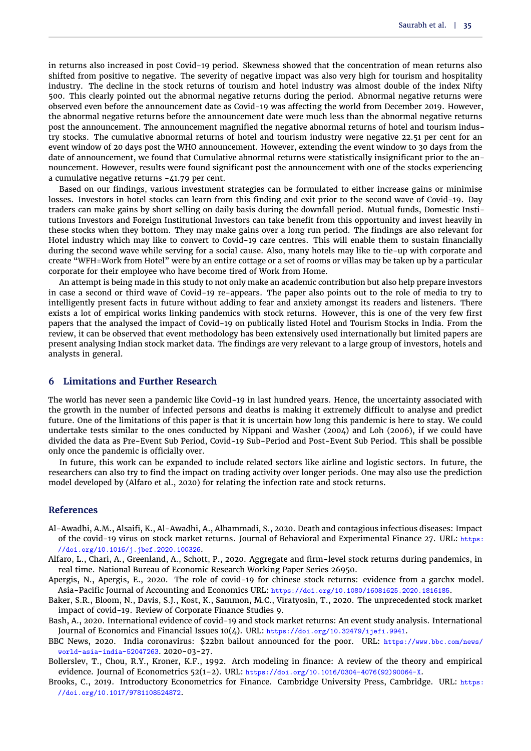in returns also increased in post Covid-19 period. Skewness showed that the concentration of mean returns also shifted from positive to negative. The severity of negative impact was also very high for tourism and hospitality industry. The decline in the stock returns of tourism and hotel industry was almost double of the index Nifty 500. This clearly pointed out the abnormal negative returns during the period. Abnormal negative returns were observed even before the announcement date as Covid-19 was affecting the world from December 2019. However, the abnormal negative returns before the announcement date were much less than the abnormal negative returns post the announcement. The announcement magnified the negative abnormal returns of hotel and tourism industry stocks. The cumulative abnormal returns of hotel and tourism industry were negative 22.51 per cent for an event window of 20 days post the WHO announcement. However, extending the event window to 30 days from the date of announcement, we found that Cumulative abnormal returns were statistically insignificant prior to the announcement. However, results were found significant post the announcement with one of the stocks experiencing a cumulative negative returns -41.79 per cent.

Based on our findings, various investment strategies can be formulated to either increase gains or minimise losses. Investors in hotel stocks can learn from this finding and exit prior to the second wave of Covid-19. Day traders can make gains by short selling on daily basis during the downfall period. Mutual funds, Domestic Institutions Investors and Foreign Institutional Investors can take benefit from this opportunity and invest heavily in these stocks when they bottom. They may make gains over a long run period. The findings are also relevant for Hotel industry which may like to convert to Covid-19 care centres. This will enable them to sustain financially during the second wave while serving for a social cause. Also, many hotels may like to tie-up with corporate and create "WFH=Work from Hotel" were by an entire cottage or a set of rooms or villas may be taken up by a particular corporate for their employee who have become tired of Work from Home.

An attempt is being made in this study to not only make an academic contribution but also help prepare investors in case a second or third wave of Covid-19 re-appears. The paper also points out to the role of media to try to intelligently present facts in future without adding to fear and anxiety amongst its readers and listeners. There exists a lot of empirical works linking pandemics with stock returns. However, this is one of the very few first papers that the analysed the impact of Covid-19 on publically listed Hotel and Tourism Stocks in India. From the review, it can be observed that event methodology has been extensively used internationally but limited papers are present analysing Indian stock market data. The findings are very relevant to a large group of investors, hotels and analysts in general.

## 6 Limitations and Further Research

The world has never seen a pandemic like Covid-19 in last hundred years. Hence, the uncertainty associated with the growth in the number of infected persons and deaths is making it extremely difficult to analyse and predict future. One of the limitations of this paper is that it is uncertain how long this pandemic is here to stay. We could undertake tests similar to the ones conducted by Nippani and Washer (2004) and Loh (2006), if we could have divided the data as Pre-Event Sub Period, Covid-19 Sub-Period and Post-Event Sub Period. This shall be possible only once the pandemic is officially over.

In future, this work can be expanded to include related sectors like airline and logistic sectors. In future, the researchers can also try to find the impact on trading activity over longer periods. One may also use the prediction model developed by (Alfaro et al., 2020) for relating the infection rate and stock returns.

## References

Al-Awadhi, A.M., Alsaifi, K., Al-Awadhi, A., Alhammadi, S., 2020. Death and contagious infectious diseases: Impact of the covid-19 virus on stock market returns. Journal of Behavioral and Experimental Finance 27. URL: https://doi.org/10.1016/j.jbef.2020.100326.

Alfaro, L., Chari, A., Greenland, A., Schott, P., 2020. Aggregate and firm-level stock returns during pandemics, in real time. National Bureau of Economic Research Working Paper Series 26950.

Apergis, N., Apergis, E., 2020. The role of covid-19 for chinese stock returns: evidence from a garchx model. Asia-Pacific Journal of Accounting and Economics URL: https://doi.org/10.1080/16081625.2020.1816185.

Baker, S.R., Bloom, N., Davis, S.J., Kost, K., Sammon, M.C., Viratyosin, T., 2020. The unprecedented stock market impact of covid-19. Review of Corporate Finance Studies 9.

Bash, A., 2020. International evidence of covid-19 and stock market returns: An event study analysis. International Journal of Economics and Financial Issues 10(4). URL: https://doi.org/10.32479/ijefi.9941.

BBC News, 2020. India coronavirus: $22bn bailout announced for the poor. URL: https://www.bbc.com/news/world-asia-india-52047263. 2020-03-27.

Bollerslev, T., Chou, R.Y., Kroner, K.F., 1992. Arch modeling in finance: A review of the theory and empirical evidence. Journal of Econometrics 52(1–2). URL: https://doi.org/10.1016/0304-4076(92)90064-X.

Brooks, C., 2019. Introductory Econometrics for Finance. Cambridge University Press, Cambridge. URL: https://doi.org/10.1017/9781108524872.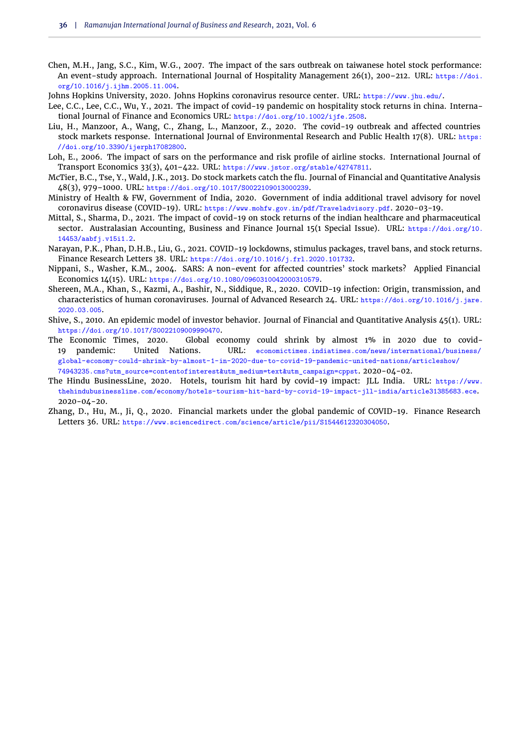Chen, M.H., Jang, S.C., Kim, W.G., 2007. The impact of the sars outbreak on taiwanese hotel stock performance: An event-study approach. International Journal of Hospitality Management 26(1), 200–212. URL: https://doi.org/10.1016/j.ijhm.2005.11.004.

Johns Hopkins University, 2020. Johns Hopkins coronavirus resource center. URL: https://www.jhu.edu/.

Lee, C.C., Lee, C.C., Wu, Y., 2021. The impact of covid-19 pandemic on hospitality stock returns in china. International Journal of Finance and Economics URL: https://doi.org/10.1002/ijfe.2508.

Liu, H., Manzoor, A., Wang, C., Zhang, L., Manzoor, Z., 2020. The covid-19 outbreak and affected countries stock markets response. International Journal of Environmental Research and Public Health 17(8). URL: https://doi.org/10.3390/ijerph17082800.

Loh, E., 2006. The impact of sars on the performance and risk profile of airline stocks. International Journal of Transport Economics 33(3), 401–422. URL: https://www.jstor.org/stable/42747811.

McTier, B.C., Tse, Y., Wald, J.K., 2013. Do stock markets catch the flu. Journal of Financial and Quantitative Analysis 48(3), 979–1000. URL: https://doi.org/10.1017/S0022109013000239.

Ministry of Health & FW, Government of India, 2020. Government of india additional travel advisory for novel coronavirus disease (COVID-19). URL: https://www.mohfw.gov.in/pdf/Traveladvisory.pdf. 2020-03-19.

Mittal, S., Sharma, D., 2021. The impact of covid-19 on stock returns of the indian healthcare and pharmaceutical sector. Australasian Accounting, Business and Finance Journal 15(1 Special Issue). URL: https://doi.org/10.14453/aabfj.v15i1.2.

Narayan, P.K., Phan, D.H.B., Liu, G., 2021. COVID-19 lockdowns, stimulus packages, travel bans, and stock returns. Finance Research Letters 38. URL: https://doi.org/10.1016/j.frl.2020.101732.

Nippani, S., Washer, K.M., 2004. SARS: A non-event for affected countries' stock markets? Applied Financial Economics 14(15). URL: https://doi.org/10.1080/0960310042000310579.

Shereen, M.A., Khan, S., Kazmi, A., Bashir, N., Siddique, R., 2020. COVID-19 infection: Origin, transmission, and characteristics of human coronaviruses. Journal of Advanced Research 24. URL: https://doi.org/10.1016/j.jare.2020.03.005.

Shive, S., 2010. An epidemic model of investor behavior. Journal of Financial and Quantitative Analysis 45(1). URL: https://doi.org/10.1017/S0022109009990470.

The Economic Times, 2020. Global economy could shrink by almost 1% in 2020 due to covid-19 pandemic: United Nations. URL: economictimes.indiatimes.com/news/international/business/global-economy-could-shrink-by-almost-1-in-2020-due-to-covid-19-pandemic-united-nations/articleshow/74943235.cms?utm_source=contentofinterest&utm_medium=text&utm_campaign=cppst. 2020-04-02.

The Hindu BusinessLine, 2020. Hotels, tourism hit hard by covid-19 impact: JLL India. URL: https://www.thehindubusinessline.com/economy/hotels-tourism-hit-hard-by-covid-19-impact-jll-india/article31385683.ece. 2020-04-20.

Zhang, D., Hu, M., Ji, Q., 2020. Financial markets under the global pandemic of COVID-19. Finance Research Letters 36. URL: https://www.sciencedirect.com/science/article/pii/S1544612320304050.